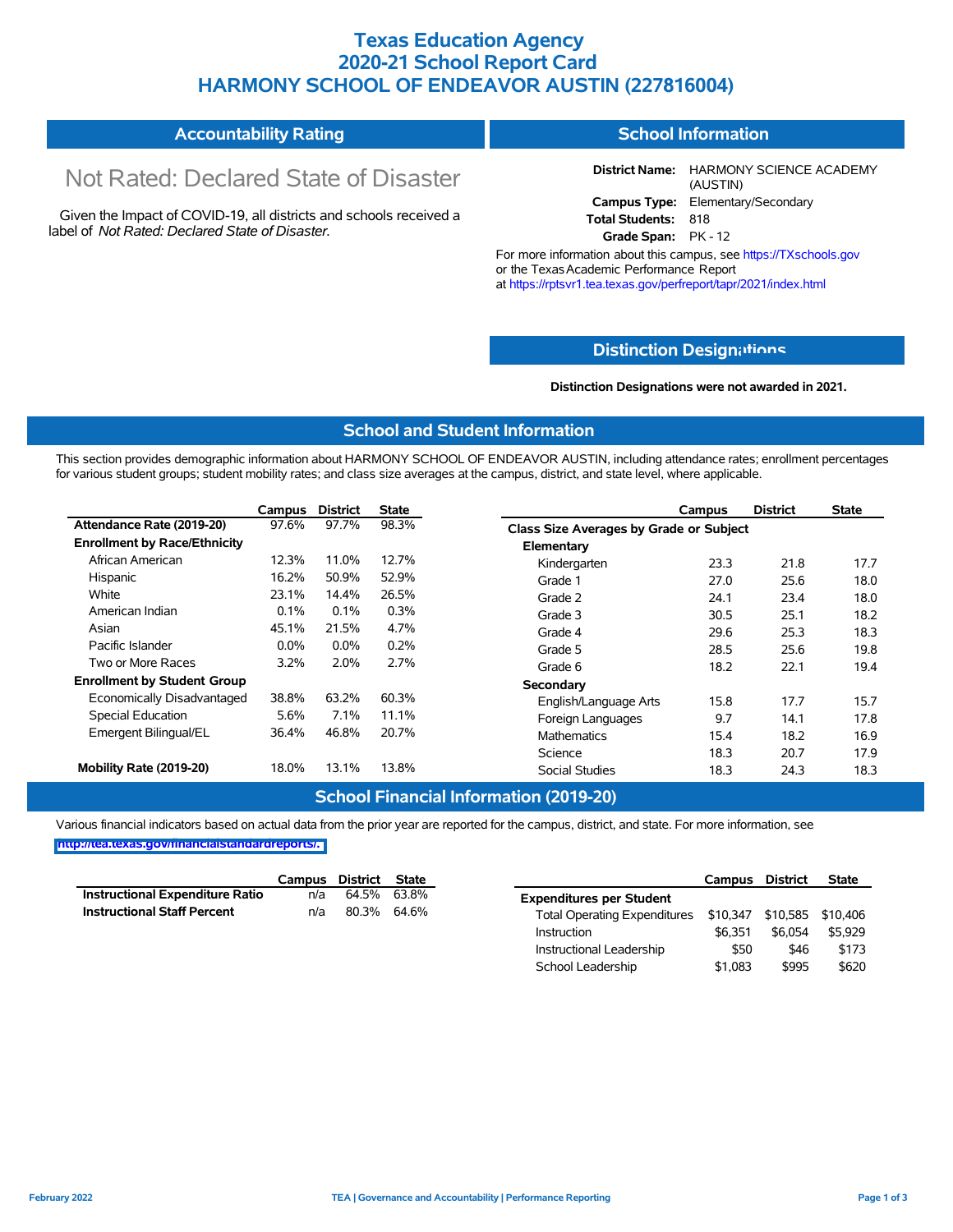# Texas Education Agency
# 2020-21 School Report Card
# HARMONY SCHOOL OF ENDEAVOR AUSTIN (227816004)

## Accountability Rating

Not Rated: Declared State of Disaster

Given the Impact of COVID-19, all districts and schools received a label of *Not Rated: Declared State of Disaster*.

## School Information

**District Name:** HARMONY SCIENCE ACADEMY (AUSTIN)
**Campus Type:** Elementary/Secondary
**Total Students:** 818
**Grade Span:** PK - 12

For more information about this campus, see https://TXschools.gov or the Texas Academic Performance Report at https://rptsvr1.tea.texas.gov/perfreport/tapr/2021/index.html

## Distinction Designations

**Distinction Designations were not awarded in 2021.**

## School and Student Information

This section provides demographic information about HARMONY SCHOOL OF ENDEAVOR AUSTIN, including attendance rates; enrollment percentages for various student groups; student mobility rates; and class size averages at the campus, district, and state level, where applicable.

| | Campus | District | State |
|---|---|---|---|
| **Attendance Rate (2019-20)** | 97.6% | 97.7% | 98.3% |
| **Enrollment by Race/Ethnicity** | | | |
| African American | 12.3% | 11.0% | 12.7% |
| Hispanic | 16.2% | 50.9% | 52.9% |
| White | 23.1% | 14.4% | 26.5% |
| American Indian | 0.1% | 0.1% | 0.3% |
| Asian | 45.1% | 21.5% | 4.7% |
| Pacific Islander | 0.0% | 0.0% | 0.2% |
| Two or More Races | 3.2% | 2.0% | 2.7% |
| **Enrollment by Student Group** | | | |
| Economically Disadvantaged | 38.8% | 63.2% | 60.3% |
| Special Education | 5.6% | 7.1% | 11.1% |
| Emergent Bilingual/EL | 36.4% | 46.8% | 20.7% |
| **Mobility Rate (2019-20)** | 18.0% | 13.1% | 13.8% |

| | Campus | District | State |
|---|---|---|---|
| **Class Size Averages by Grade or Subject** | | | |
| **Elementary** | | | |
| Kindergarten | 23.3 | 21.8 | 17.7 |
| Grade 1 | 27.0 | 25.6 | 18.0 |
| Grade 2 | 24.1 | 23.4 | 18.0 |
| Grade 3 | 30.5 | 25.1 | 18.2 |
| Grade 4 | 29.6 | 25.3 | 18.3 |
| Grade 5 | 28.5 | 25.6 | 19.8 |
| Grade 6 | 18.2 | 22.1 | 19.4 |
| **Secondary** | | | |
| English/Language Arts | 15.8 | 17.7 | 15.7 |
| Foreign Languages | 9.7 | 14.1 | 17.8 |
| Mathematics | 15.4 | 18.2 | 16.9 |
| Science | 18.3 | 20.7 | 17.9 |
| Social Studies | 18.3 | 24.3 | 18.3 |

## School Financial Information (2019-20)

Various financial indicators based on actual data from the prior year are reported for the campus, district, and state. For more information, see http://tea.texas.gov/financialstandardreports/.

| | Campus | District | State |
|---|---|---|---|
| **Instructional Expenditure Ratio** | n/a | 64.5% | 63.8% |
| **Instructional Staff Percent** | n/a | 80.3% | 64.6% |

| | Campus | District | State |
|---|---|---|---|
| **Expenditures per Student** | | | |
| Total Operating Expenditures | $10,347 | $10,585 | $10,406 |
| Instruction | $6,351 | $6,054 | $5,929 |
| Instructional Leadership | $50 | $46 | $173 |
| School Leadership | $1,083 | $995 | $620 |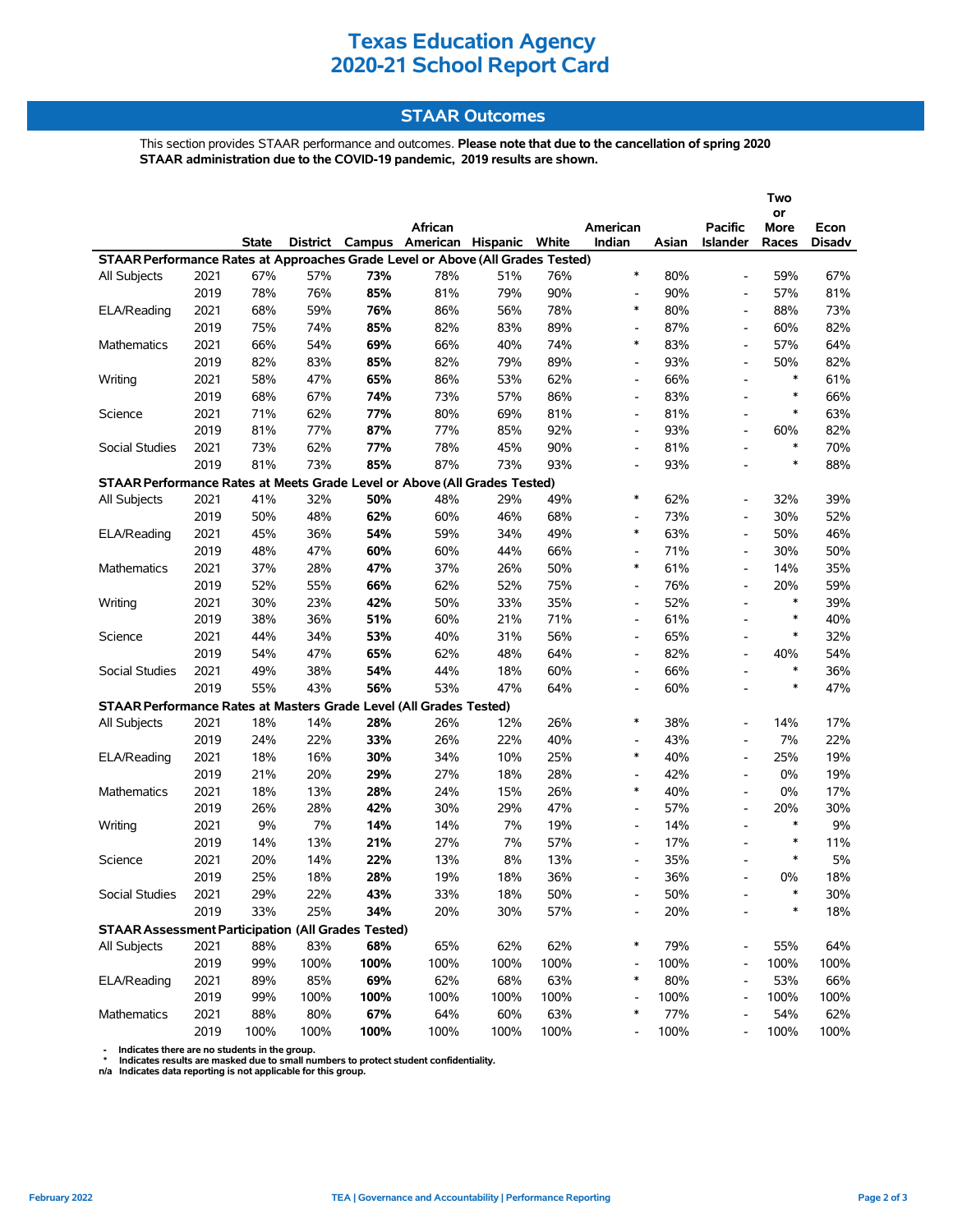# Texas Education Agency
# 2020-21 School Report Card

## STAAR Outcomes

This section provides STAAR performance and outcomes. **Please note that due to the cancellation of spring 2020 STAAR administration due to the COVID-19 pandemic, 2019 results are shown.**

| | | State | District | Campus | African American | Hispanic | White | American Indian | Asian | Pacific Islander | Two or More Races | Econ Disadv |
|---|---|---|---|---|---|---|---|---|---|---|---|---|
| **STAAR Performance Rates at Approaches Grade Level or Above (All Grades Tested)** | | | | | | | | | | | | |
| All Subjects | 2021 | 67% | 57% | **73%** | 78% | 51% | 76% | * | 80% | - | 59% | 67% |
| | 2019 | 78% | 76% | **85%** | 81% | 79% | 90% | - | 90% | - | 57% | 81% |
| ELA/Reading | 2021 | 68% | 59% | **76%** | 86% | 56% | 78% | * | 80% | - | 88% | 73% |
| | 2019 | 75% | 74% | **85%** | 82% | 83% | 89% | - | 87% | - | 60% | 82% |
| Mathematics | 2021 | 66% | 54% | **69%** | 66% | 40% | 74% | * | 83% | - | 57% | 64% |
| | 2019 | 82% | 83% | **85%** | 82% | 79% | 89% | - | 93% | - | 50% | 82% |
| Writing | 2021 | 58% | 47% | **65%** | 86% | 53% | 62% | - | 66% | - | * | 61% |
| | 2019 | 68% | 67% | **74%** | 73% | 57% | 86% | - | 83% | - | * | 66% |
| Science | 2021 | 71% | 62% | **77%** | 80% | 69% | 81% | - | 81% | - | * | 63% |
| | 2019 | 81% | 77% | **87%** | 77% | 85% | 92% | - | 93% | - | 60% | 82% |
| Social Studies | 2021 | 73% | 62% | **77%** | 78% | 45% | 90% | - | 81% | - | * | 70% |
| | 2019 | 81% | 73% | **85%** | 87% | 73% | 93% | - | 93% | - | * | 88% |
| **STAAR Performance Rates at Meets Grade Level or Above (All Grades Tested)** | | | | | | | | | | | | |
| All Subjects | 2021 | 41% | 32% | **50%** | 48% | 29% | 49% | * | 62% | - | 32% | 39% |
| | 2019 | 50% | 48% | **62%** | 60% | 46% | 68% | - | 73% | - | 30% | 52% |
| ELA/Reading | 2021 | 45% | 36% | **54%** | 59% | 34% | 49% | * | 63% | - | 50% | 46% |
| | 2019 | 48% | 47% | **60%** | 60% | 44% | 66% | - | 71% | - | 30% | 50% |
| Mathematics | 2021 | 37% | 28% | **47%** | 37% | 26% | 50% | * | 61% | - | 14% | 35% |
| | 2019 | 52% | 55% | **66%** | 62% | 52% | 75% | - | 76% | - | 20% | 59% |
| Writing | 2021 | 30% | 23% | **42%** | 50% | 33% | 35% | - | 52% | - | * | 39% |
| | 2019 | 38% | 36% | **51%** | 60% | 21% | 71% | - | 61% | - | * | 40% |
| Science | 2021 | 44% | 34% | **53%** | 40% | 31% | 56% | - | 65% | - | * | 32% |
| | 2019 | 54% | 47% | **65%** | 62% | 48% | 64% | - | 82% | - | 40% | 54% |
| Social Studies | 2021 | 49% | 38% | **54%** | 44% | 18% | 60% | - | 66% | - | * | 36% |
| | 2019 | 55% | 43% | **56%** | 53% | 47% | 64% | - | 60% | - | * | 47% |
| **STAAR Performance Rates at Masters Grade Level (All Grades Tested)** | | | | | | | | | | | | |
| All Subjects | 2021 | 18% | 14% | **28%** | 26% | 12% | 26% | * | 38% | - | 14% | 17% |
| | 2019 | 24% | 22% | **33%** | 26% | 22% | 40% | - | 43% | - | 7% | 22% |
| ELA/Reading | 2021 | 18% | 16% | **30%** | 34% | 10% | 25% | * | 40% | - | 25% | 19% |
| | 2019 | 21% | 20% | **29%** | 27% | 18% | 28% | - | 42% | - | 0% | 19% |
| Mathematics | 2021 | 18% | 13% | **28%** | 24% | 15% | 26% | * | 40% | - | 0% | 17% |
| | 2019 | 26% | 28% | **42%** | 30% | 29% | 47% | - | 57% | - | 20% | 30% |
| Writing | 2021 | 9% | 7% | **14%** | 14% | 7% | 19% | - | 14% | - | * | 9% |
| | 2019 | 14% | 13% | **21%** | 27% | 7% | 57% | - | 17% | - | * | 11% |
| Science | 2021 | 20% | 14% | **22%** | 13% | 8% | 13% | - | 35% | - | * | 5% |
| | 2019 | 25% | 18% | **28%** | 19% | 18% | 36% | - | 36% | - | 0% | 18% |
| Social Studies | 2021 | 29% | 22% | **43%** | 33% | 18% | 50% | - | 50% | - | * | 30% |
| | 2019 | 33% | 25% | **34%** | 20% | 30% | 57% | - | 20% | - | * | 18% |
| **STAAR Assessment Participation (All Grades Tested)** | | | | | | | | | | | | |
| All Subjects | 2021 | 88% | 83% | **68%** | 65% | 62% | 62% | * | 79% | - | 55% | 64% |
| | 2019 | 99% | 100% | **100%** | 100% | 100% | 100% | - | 100% | - | 100% | 100% |
| ELA/Reading | 2021 | 89% | 85% | **69%** | 62% | 68% | 63% | * | 80% | - | 53% | 66% |
| | 2019 | 99% | 100% | **100%** | 100% | 100% | 100% | - | 100% | - | 100% | 100% |
| Mathematics | 2021 | 88% | 80% | **67%** | 64% | 60% | 63% | * | 77% | - | 54% | 62% |
| | 2019 | 100% | 100% | **100%** | 100% | 100% | 100% | - | 100% | - | 100% | 100% |

- Indicates there are no students in the group.
* Indicates results are masked due to small numbers to protect student confidentiality.
n/a Indicates data reporting is not applicable for this group.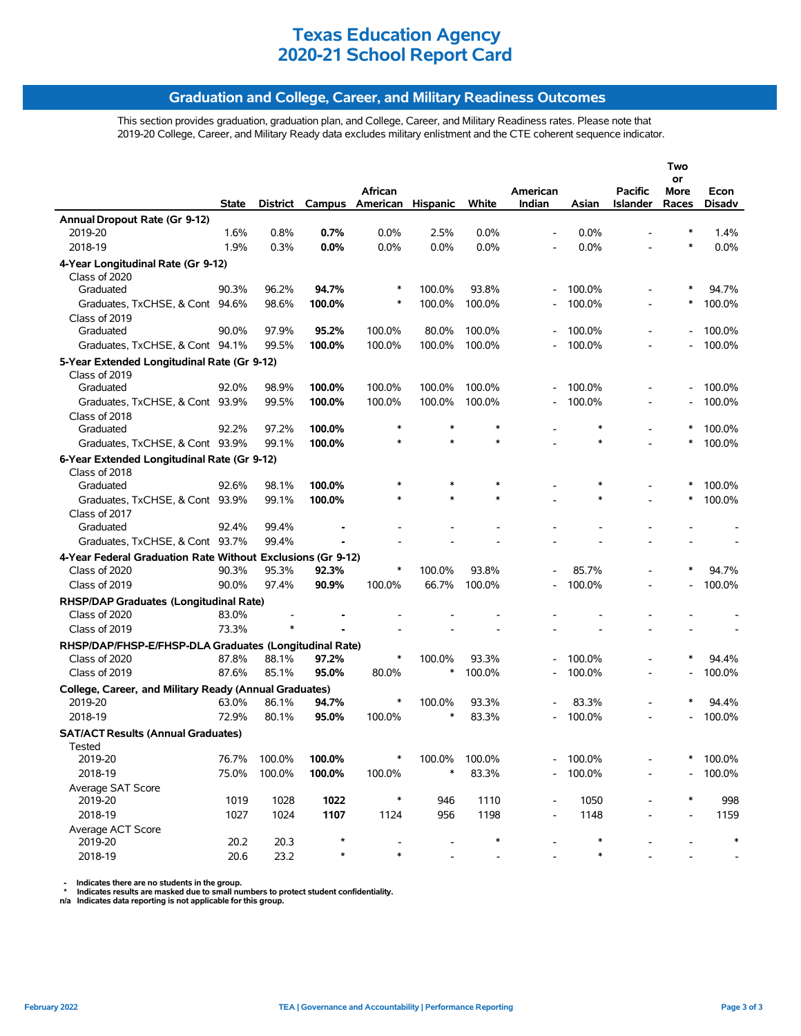# Texas Education Agency
# 2020-21 School Report Card

## Graduation and College, Career, and Military Readiness Outcomes

This section provides graduation, graduation plan, and College, Career, and Military Readiness rates. Please note that 2019-20 College, Career, and Military Ready data excludes military enlistment and the CTE coherent sequence indicator.

| | State | District | Campus | African American | Hispanic | White | American Indian | Asian | Pacific Islander | Two or More Races | Econ Disadv |
|---|---|---|---|---|---|---|---|---|---|---|---|
| **Annual Dropout Rate (Gr 9-12)** | | | | | | | | | | | |
| 2019-20 | 1.6% | 0.8% | **0.7%** | 0.0% | 2.5% | 0.0% | - | 0.0% | - | * | 1.4% |
| 2018-19 | 1.9% | 0.3% | **0.0%** | 0.0% | 0.0% | 0.0% | - | 0.0% | - | * | 0.0% |
| **4-Year Longitudinal Rate (Gr 9-12)** | | | | | | | | | | | |
| Class of 2020 | | | | | | | | | | | |
| Graduated | 90.3% | 96.2% | **94.7%** | * | 100.0% | 93.8% | - | 100.0% | - | * | 94.7% |
| Graduates, TxCHSE, & Cont | 94.6% | 98.6% | **100.0%** | * | 100.0% | 100.0% | - | 100.0% | - | * | 100.0% |
| Class of 2019 | | | | | | | | | | | |
| Graduated | 90.0% | 97.9% | **95.2%** | 100.0% | 80.0% | 100.0% | - | 100.0% | - | - | 100.0% |
| Graduates, TxCHSE, & Cont | 94.1% | 99.5% | **100.0%** | 100.0% | 100.0% | 100.0% | - | 100.0% | - | - | 100.0% |
| **5-Year Extended Longitudinal Rate (Gr 9-12)** | | | | | | | | | | | |
| Class of 2019 | | | | | | | | | | | |
| Graduated | 92.0% | 98.9% | **100.0%** | 100.0% | 100.0% | 100.0% | - | 100.0% | - | - | 100.0% |
| Graduates, TxCHSE, & Cont | 93.9% | 99.5% | **100.0%** | 100.0% | 100.0% | 100.0% | - | 100.0% | - | - | 100.0% |
| Class of 2018 | | | | | | | | | | | |
| Graduated | 92.2% | 97.2% | **100.0%** | * | * | * | - | * | - | * | 100.0% |
| Graduates, TxCHSE, & Cont | 93.9% | 99.1% | **100.0%** | * | * | * | - | * | - | * | 100.0% |
| **6-Year Extended Longitudinal Rate (Gr 9-12)** | | | | | | | | | | | |
| Class of 2018 | | | | | | | | | | | |
| Graduated | 92.6% | 98.1% | **100.0%** | * | * | * | - | * | - | * | 100.0% |
| Graduates, TxCHSE, & Cont | 93.9% | 99.1% | **100.0%** | * | * | * | - | * | - | * | 100.0% |
| Class of 2017 | | | | | | | | | | | |
| Graduated | 92.4% | 99.4% | **-** | - | - | - | - | - | - | - | - |
| Graduates, TxCHSE, & Cont | 93.7% | 99.4% | **-** | - | - | - | - | - | - | - | - |
| **4-Year Federal Graduation Rate Without Exclusions (Gr 9-12)** | | | | | | | | | | | |
| Class of 2020 | 90.3% | 95.3% | **92.3%** | * | 100.0% | 93.8% | - | 85.7% | - | * | 94.7% |
| Class of 2019 | 90.0% | 97.4% | **90.9%** | 100.0% | 66.7% | 100.0% | - | 100.0% | - | - | 100.0% |
| **RHSP/DAP Graduates (Longitudinal Rate)** | | | | | | | | | | | |
| Class of 2020 | 83.0% | - | **-** | - | - | - | - | - | - | - | - |
| Class of 2019 | 73.3% | * | **-** | - | - | - | - | - | - | - | - |
| **RHSP/DAP/FHSP-E/FHSP-DLA Graduates (Longitudinal Rate)** | | | | | | | | | | | |
| Class of 2020 | 87.8% | 88.1% | **97.2%** | * | 100.0% | 93.3% | - | 100.0% | - | * | 94.4% |
| Class of 2019 | 87.6% | 85.1% | **95.0%** | 80.0% | * | 100.0% | - | 100.0% | - | - | 100.0% |
| **College, Career, and Military Ready (Annual Graduates)** | | | | | | | | | | | |
| 2019-20 | 63.0% | 86.1% | **94.7%** | * | 100.0% | 93.3% | - | 83.3% | - | * | 94.4% |
| 2018-19 | 72.9% | 80.1% | **95.0%** | 100.0% | * | 83.3% | - | 100.0% | - | - | 100.0% |
| **SAT/ACT Results (Annual Graduates)** | | | | | | | | | | | |
| Tested | | | | | | | | | | | |
| 2019-20 | 76.7% | 100.0% | **100.0%** | * | 100.0% | 100.0% | - | 100.0% | - | * | 100.0% |
| 2018-19 | 75.0% | 100.0% | **100.0%** | 100.0% | * | 83.3% | - | 100.0% | - | - | 100.0% |
| Average SAT Score | | | | | | | | | | | |
| 2019-20 | 1019 | 1028 | **1022** | * | 946 | 1110 | - | 1050 | - | * | 998 |
| 2018-19 | 1027 | 1024 | **1107** | 1124 | 956 | 1198 | - | 1148 | - | - | 1159 |
| Average ACT Score | | | | | | | | | | | |
| 2019-20 | 20.2 | 20.3 | ***** | - | - | * | - | * | - | - | * |
| 2018-19 | 20.6 | 23.2 | ***** | * | - | - | - | * | - | - | - |

- Indicates there are no students in the group.
\* Indicates results are masked due to small numbers to protect student confidentiality.
n/a Indicates data reporting is not applicable for this group.